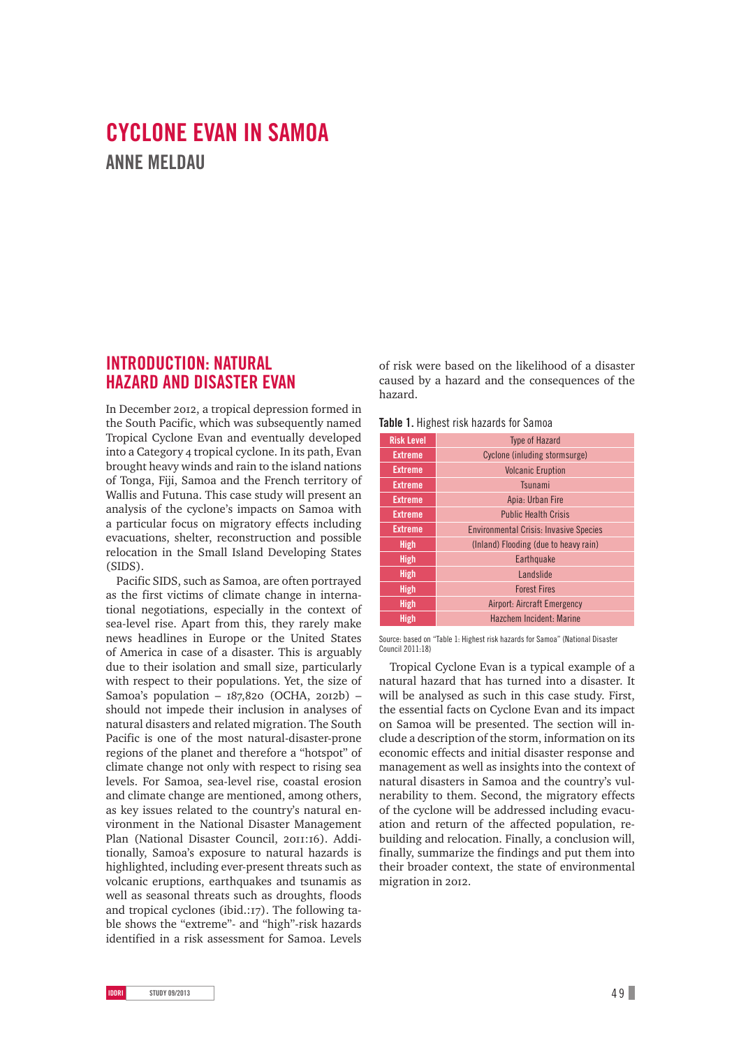# CYCLONE EVAN IN SAMOA

## ANNE MELDAU

## INTRODUCTION: NATURAL HAZARD AND DISASTER EVAN

In December 2012, a tropical depression formed in the South Pacific, which was subsequently named Tropical Cyclone Evan and eventually developed into a Category 4 tropical cyclone. In its path, Evan brought heavy winds and rain to the island nations of Tonga, Fiji, Samoa and the French territory of Wallis and Futuna. This case study will present an analysis of the cyclone's impacts on Samoa with a particular focus on migratory effects including evacuations, shelter, reconstruction and possible relocation in the Small Island Developing States (SIDS).

Pacific SIDS, such as Samoa, are often portrayed as the first victims of climate change in international negotiations, especially in the context of sea-level rise. Apart from this, they rarely make news headlines in Europe or the United States of America in case of a disaster. This is arguably due to their isolation and small size, particularly with respect to their populations. Yet, the size of Samoa's population – 187,820 (OCHA, 2012b) – should not impede their inclusion in analyses of natural disasters and related migration. The South Pacific is one of the most natural-disaster-prone regions of the planet and therefore a "hotspot" of climate change not only with respect to rising sea levels. For Samoa, sea-level rise, coastal erosion and climate change are mentioned, among others, as key issues related to the country's natural environment in the National Disaster Management Plan (National Disaster Council, 2011:16). Additionally, Samoa's exposure to natural hazards is highlighted, including ever-present threats such as volcanic eruptions, earthquakes and tsunamis as well as seasonal threats such as droughts, floods and tropical cyclones (ibid.:17). The following table shows the "extreme"- and "high"-risk hazards identified in a risk assessment for Samoa. Levels of risk were based on the likelihood of a disaster caused by a hazard and the consequences of the hazard.

**Table 1.** Highest risk hazards for Samoa

| Risk Level | Type of Hazard |
|---|---|
| Extreme | Cyclone (inluding stormsurge) |
| Extreme | Volcanic Eruption |
| Extreme | Tsunami |
| Extreme | Apia: Urban Fire |
| Extreme | Public Health Crisis |
| Extreme | Environmental Crisis: Invasive Species |
| High | (Inland) Flooding (due to heavy rain) |
| High | Earthquake |
| High | Landslide |
| High | Forest Fires |
| High | Airport: Aircraft Emergency |
| High | Hazchem Incident: Marine |

Source: based on "Table 1: Highest risk hazards for Samoa" (National Disaster Council 2011:18)

Tropical Cyclone Evan is a typical example of a natural hazard that has turned into a disaster. It will be analysed as such in this case study. First, the essential facts on Cyclone Evan and its impact on Samoa will be presented. The section will include a description of the storm, information on its economic effects and initial disaster response and management as well as insights into the context of natural disasters in Samoa and the country's vulnerability to them. Second, the migratory effects of the cyclone will be addressed including evacuation and return of the affected population, rebuilding and relocation. Finally, a conclusion will, finally, summarize the findings and put them into their broader context, the state of environmental migration in 2012.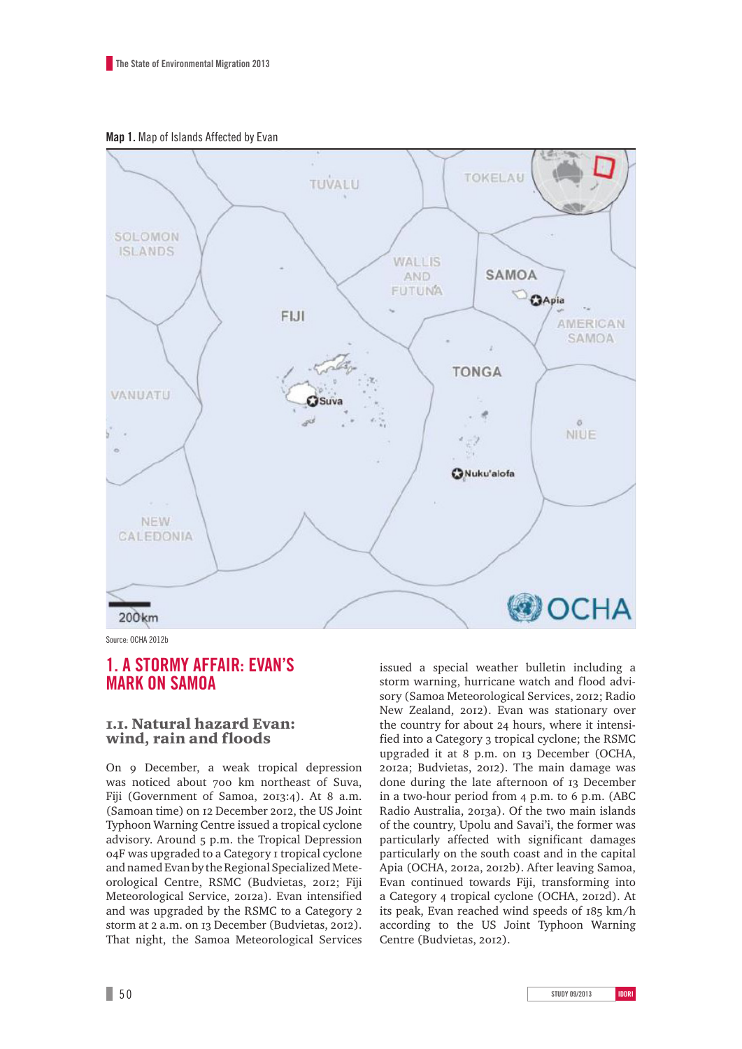**Map 1.** Map of Islands Affected by Evan

Source: OCHA 2012b

## 1. A STORMY AFFAIR: EVAN'S MARK ON SAMOA

### 1.1. Natural hazard Evan: wind, rain and floods

On 9 December, a weak tropical depression was noticed about 700 km northeast of Suva, Fiji (Government of Samoa, 2013:4). At 8 a.m. (Samoan time) on 12 December 2012, the US Joint Typhoon Warning Centre issued a tropical cyclone advisory. Around 5 p.m. the Tropical Depression 04F was upgraded to a Category 1 tropical cyclone and named Evan by the Regional Specialized Meteorological Centre, RSMC (Budvietas, 2012; Fiji Meteorological Service, 2012a). Evan intensified and was upgraded by the RSMC to a Category 2 storm at 2 a.m. on 13 December (Budvietas, 2012). That night, the Samoa Meteorological Services issued a special weather bulletin including a storm warning, hurricane watch and flood advisory (Samoa Meteorological Services, 2012; Radio New Zealand, 2012). Evan was stationary over the country for about 24 hours, where it intensified into a Category 3 tropical cyclone; the RSMC upgraded it at 8 p.m. on 13 December (OCHA, 2012a; Budvietas, 2012). The main damage was done during the late afternoon of 13 December in a two-hour period from 4 p.m. to 6 p.m. (ABC Radio Australia, 2013a). Of the two main islands of the country, Upolu and Savai'i, the former was particularly affected with significant damages particularly on the south coast and in the capital Apia (OCHA, 2012a, 2012b). After leaving Samoa, Evan continued towards Fiji, transforming into a Category 4 tropical cyclone (OCHA, 2012d). At its peak, Evan reached wind speeds of 185 km/h according to the US Joint Typhoon Warning Centre (Budvietas, 2012).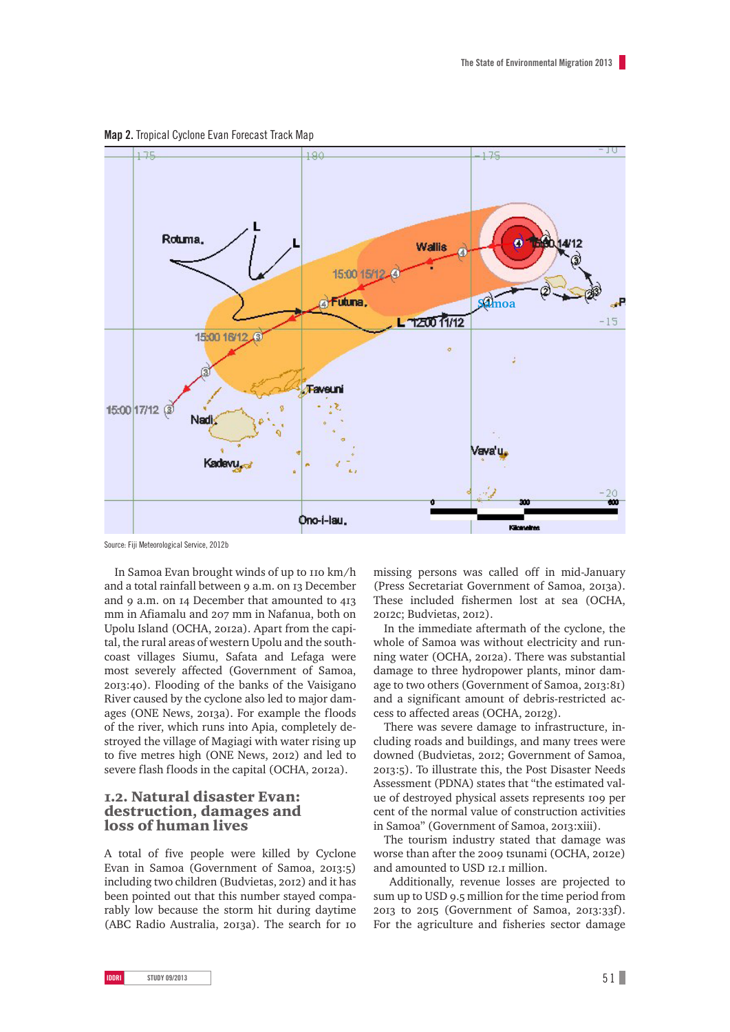**Map 2.** Tropical Cyclone Evan Forecast Track Map

Source: Fiji Meteorological Service, 2012b

In Samoa Evan brought winds of up to 110 km/h and a total rainfall between 9 a.m. on 13 December and 9 a.m. on 14 December that amounted to 413 mm in Afiamalu and 207 mm in Nafanua, both on Upolu Island (OCHA, 2012a). Apart from the capital, the rural areas of western Upolu and the south-coast villages Siumu, Safata and Lefaga were most severely affected (Government of Samoa, 2013:40). Flooding of the banks of the Vaisigano River caused by the cyclone also led to major damages (ONE News, 2013a). For example the floods of the river, which runs into Apia, completely destroyed the village of Magiagi with water rising up to five metres high (ONE News, 2012) and led to severe flash floods in the capital (OCHA, 2012a).

## 1.2. Natural disaster Evan: destruction, damages and loss of human lives

A total of five people were killed by Cyclone Evan in Samoa (Government of Samoa, 2013:5) including two children (Budvietas, 2012) and it has been pointed out that this number stayed comparably low because the storm hit during daytime (ABC Radio Australia, 2013a). The search for 10 missing persons was called off in mid-January (Press Secretariat Government of Samoa, 2013a). These included fishermen lost at sea (OCHA, 2012c; Budvietas, 2012).

In the immediate aftermath of the cyclone, the whole of Samoa was without electricity and running water (OCHA, 2012a). There was substantial damage to three hydropower plants, minor damage to two others (Government of Samoa, 2013:81) and a significant amount of debris-restricted access to affected areas (OCHA, 2012g).

There was severe damage to infrastructure, including roads and buildings, and many trees were destroyed (Budvietas, 2012; Government of Samoa, 2013:5). To illustrate this, the Post Disaster Needs Assessment (PDNA) states that "the estimated value of destroyed physical assets represents 109 per cent of the normal value of construction activities in Samoa" (Government of Samoa, 2013:xiii).

The tourism industry stated that damage was worse than after the 2009 tsunami (OCHA, 2012e) and amounted to USD 12.1 million.

Additionally, revenue losses are projected to sum up to USD 9.5 million for the time period from 2013 to 2015 (Government of Samoa, 2013:33f). For the agriculture and fisheries sector damage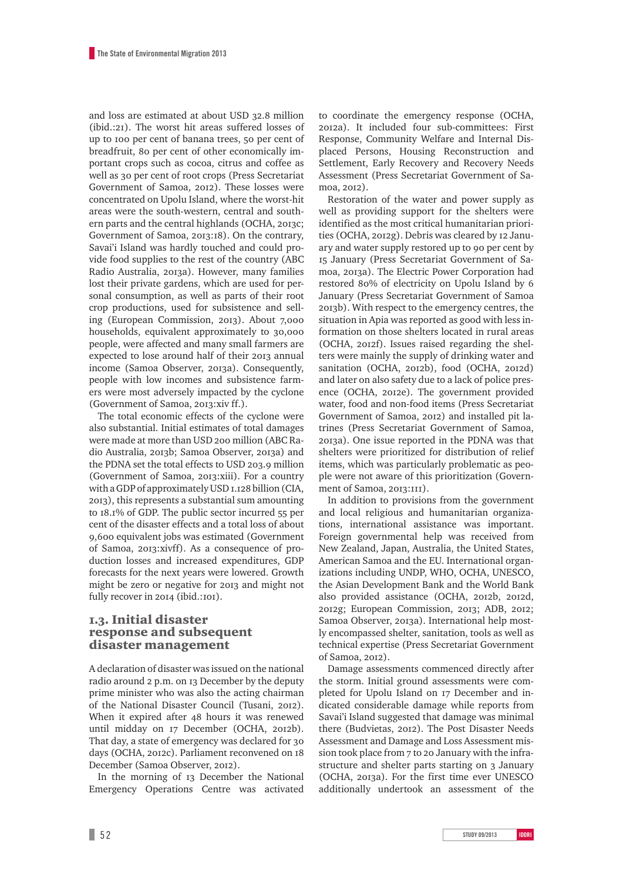and loss are estimated at about USD 32.8 million (ibid.:21). The worst hit areas suffered losses of up to 100 per cent of banana trees, 50 per cent of breadfruit, 80 per cent of other economically important crops such as cocoa, citrus and coffee as well as 30 per cent of root crops (Press Secretariat Government of Samoa, 2012). These losses were concentrated on Upolu Island, where the worst-hit areas were the south-western, central and southern parts and the central highlands (OCHA, 2013c; Government of Samoa, 2013:18). On the contrary, Savai'i Island was hardly touched and could provide food supplies to the rest of the country (ABC Radio Australia, 2013a). However, many families lost their private gardens, which are used for personal consumption, as well as parts of their root crop productions, used for subsistence and selling (European Commission, 2013). About 7,000 households, equivalent approximately to 30,000 people, were affected and many small farmers are expected to lose around half of their 2013 annual income (Samoa Observer, 2013a). Consequently, people with low incomes and subsistence farmers were most adversely impacted by the cyclone (Government of Samoa, 2013:xiv ff.).

The total economic effects of the cyclone were also substantial. Initial estimates of total damages were made at more than USD 200 million (ABC Radio Australia, 2013b; Samoa Observer, 2013a) and the PDNA set the total effects to USD 203.9 million (Government of Samoa, 2013:xiii). For a country with a GDP of approximately USD 1.128 billion (CIA, 2013), this represents a substantial sum amounting to 18.1% of GDP. The public sector incurred 55 per cent of the disaster effects and a total loss of about 9,600 equivalent jobs was estimated (Government of Samoa, 2013:xivff). As a consequence of production losses and increased expenditures, GDP forecasts for the next years were lowered. Growth might be zero or negative for 2013 and might not fully recover in 2014 (ibid.:101).

## 1.3. Initial disaster response and subsequent disaster management

A declaration of disaster was issued on the national radio around 2 p.m. on 13 December by the deputy prime minister who was also the acting chairman of the National Disaster Council (Tusani, 2012). When it expired after 48 hours it was renewed until midday on 17 December (OCHA, 2012b). That day, a state of emergency was declared for 30 days (OCHA, 2012c). Parliament reconvened on 18 December (Samoa Observer, 2012).

In the morning of 13 December the National Emergency Operations Centre was activated to coordinate the emergency response (OCHA, 2012a). It included four sub-committees: First Response, Community Welfare and Internal Displaced Persons, Housing Reconstruction and Settlement, Early Recovery and Recovery Needs Assessment (Press Secretariat Government of Samoa, 2012).

Restoration of the water and power supply as well as providing support for the shelters were identified as the most critical humanitarian priorities (OCHA, 2012g). Debris was cleared by 12 January and water supply restored up to 90 per cent by 15 January (Press Secretariat Government of Samoa, 2013a). The Electric Power Corporation had restored 80% of electricity on Upolu Island by 6 January (Press Secretariat Government of Samoa 2013b). With respect to the emergency centres, the situation in Apia was reported as good with less information on those shelters located in rural areas (OCHA, 2012f). Issues raised regarding the shelters were mainly the supply of drinking water and sanitation (OCHA, 2012b), food (OCHA, 2012d) and later on also safety due to a lack of police presence (OCHA, 2012e). The government provided water, food and non-food items (Press Secretariat Government of Samoa, 2012) and installed pit latrines (Press Secretariat Government of Samoa, 2013a). One issue reported in the PDNA was that shelters were prioritized for distribution of relief items, which was particularly problematic as people were not aware of this prioritization (Government of Samoa, 2013:111).

In addition to provisions from the government and local religious and humanitarian organizations, international assistance was important. Foreign governmental help was received from New Zealand, Japan, Australia, the United States, American Samoa and the EU. International organizations including UNDP, WHO, OCHA, UNESCO, the Asian Development Bank and the World Bank also provided assistance (OCHA, 2012b, 2012d, 2012g; European Commission, 2013; ADB, 2012; Samoa Observer, 2013a). International help mostly encompassed shelter, sanitation, tools as well as technical expertise (Press Secretariat Government of Samoa, 2012).

Damage assessments commenced directly after the storm. Initial ground assessments were completed for Upolu Island on 17 December and indicated considerable damage while reports from Savai'i Island suggested that damage was minimal there (Budvietas, 2012). The Post Disaster Needs Assessment and Damage and Loss Assessment mission took place from 7 to 20 January with the infrastructure and shelter parts starting on 3 January (OCHA, 2013a). For the first time ever UNESCO additionally undertook an assessment of the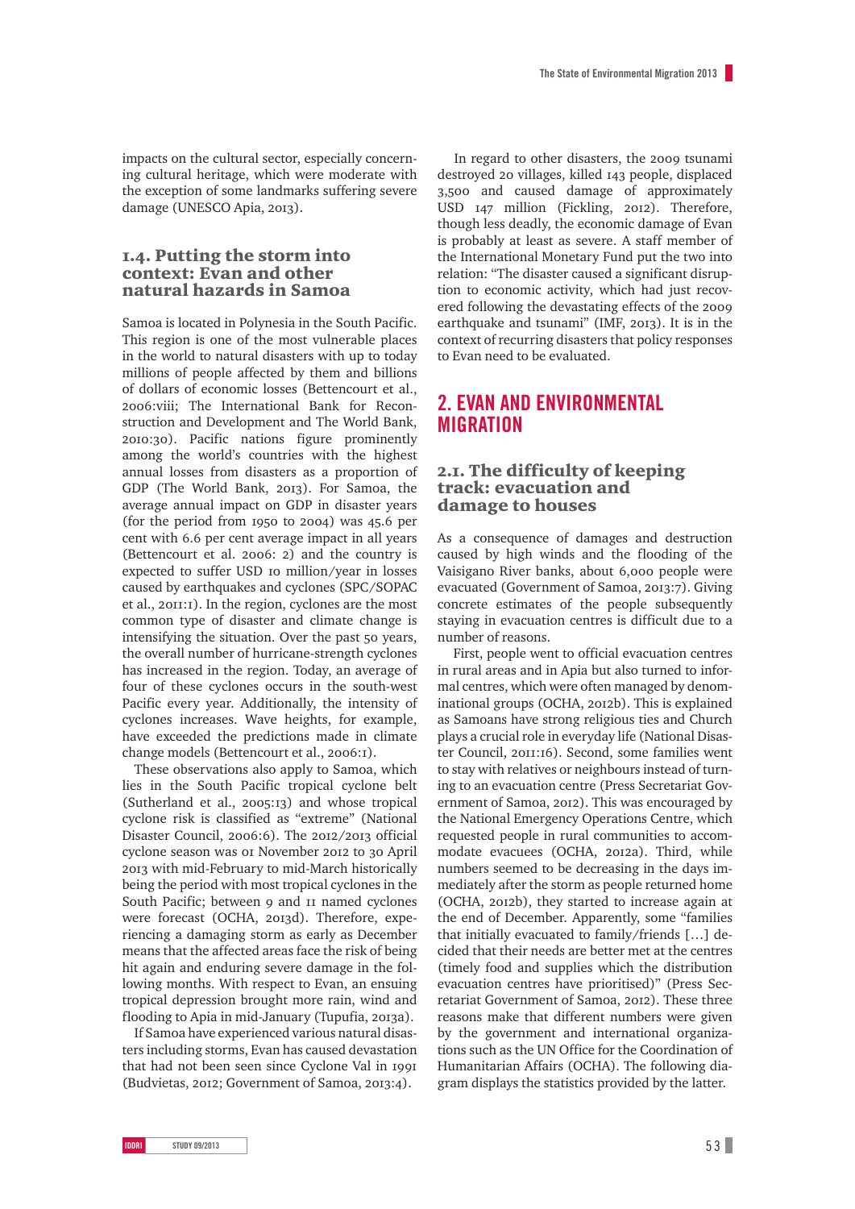impacts on the cultural sector, especially concerning cultural heritage, which were moderate with the exception of some landmarks suffering severe damage (UNESCO Apia, 2013).

### 1.4. Putting the storm into context: Evan and other natural hazards in Samoa

Samoa is located in Polynesia in the South Pacific. This region is one of the most vulnerable places in the world to natural disasters with up to today millions of people affected by them and billions of dollars of economic losses (Bettencourt et al., 2006:viii; The International Bank for Reconstruction and Development and The World Bank, 2010:30). Pacific nations figure prominently among the world's countries with the highest annual losses from disasters as a proportion of GDP (The World Bank, 2013). For Samoa, the average annual impact on GDP in disaster years (for the period from 1950 to 2004) was 45.6 per cent with 6.6 per cent average impact in all years (Bettencourt et al. 2006: 2) and the country is expected to suffer USD 10 million/year in losses caused by earthquakes and cyclones (SPC/SOPAC et al., 2011:1). In the region, cyclones are the most common type of disaster and climate change is intensifying the situation. Over the past 50 years, the overall number of hurricane-strength cyclones has increased in the region. Today, an average of four of these cyclones occurs in the south-west Pacific every year. Additionally, the intensity of cyclones increases. Wave heights, for example, have exceeded the predictions made in climate change models (Bettencourt et al., 2006:1).

These observations also apply to Samoa, which lies in the South Pacific tropical cyclone belt (Sutherland et al., 2005:13) and whose tropical cyclone risk is classified as "extreme" (National Disaster Council, 2006:6). The 2012/2013 official cyclone season was 01 November 2012 to 30 April 2013 with mid-February to mid-March historically being the period with most tropical cyclones in the South Pacific; between 9 and 11 named cyclones were forecast (OCHA, 2013d). Therefore, experiencing a damaging storm as early as December means that the affected areas face the risk of being hit again and enduring severe damage in the following months. With respect to Evan, an ensuing tropical depression brought more rain, wind and flooding to Apia in mid-January (Tupufia, 2013a).

If Samoa have experienced various natural disasters including storms, Evan has caused devastation that had not been seen since Cyclone Val in 1991 (Budvietas, 2012; Government of Samoa, 2013:4).

In regard to other disasters, the 2009 tsunami destroyed 20 villages, killed 143 people, displaced 3,500 and caused damage of approximately USD 147 million (Fickling, 2012). Therefore, though less deadly, the economic damage of Evan is probably at least as severe. A staff member of the International Monetary Fund put the two into relation: "The disaster caused a significant disruption to economic activity, which had just recovered following the devastating effects of the 2009 earthquake and tsunami" (IMF, 2013). It is in the context of recurring disasters that policy responses to Evan need to be evaluated.

## 2. EVAN AND ENVIRONMENTAL MIGRATION

### 2.1. The difficulty of keeping track: evacuation and damage to houses

As a consequence of damages and destruction caused by high winds and the flooding of the Vaisigano River banks, about 6,000 people were evacuated (Government of Samoa, 2013:7). Giving concrete estimates of the people subsequently staying in evacuation centres is difficult due to a number of reasons.

First, people went to official evacuation centres in rural areas and in Apia but also turned to informal centres, which were often managed by denominational groups (OCHA, 2012b). This is explained as Samoans have strong religious ties and Church plays a crucial role in everyday life (National Disaster Council, 2011:16). Second, some families went to stay with relatives or neighbours instead of turning to an evacuation centre (Press Secretariat Government of Samoa, 2012). This was encouraged by the National Emergency Operations Centre, which requested people in rural communities to accommodate evacuees (OCHA, 2012a). Third, while numbers seemed to be decreasing in the days immediately after the storm as people returned home (OCHA, 2012b), they started to increase again at the end of December. Apparently, some "families that initially evacuated to family/friends […] decided that their needs are better met at the centres (timely food and supplies which the distribution evacuation centres have prioritised)" (Press Secretariat Government of Samoa, 2012). These three reasons make that different numbers were given by the government and international organizations such as the UN Office for the Coordination of Humanitarian Affairs (OCHA). The following diagram displays the statistics provided by the latter.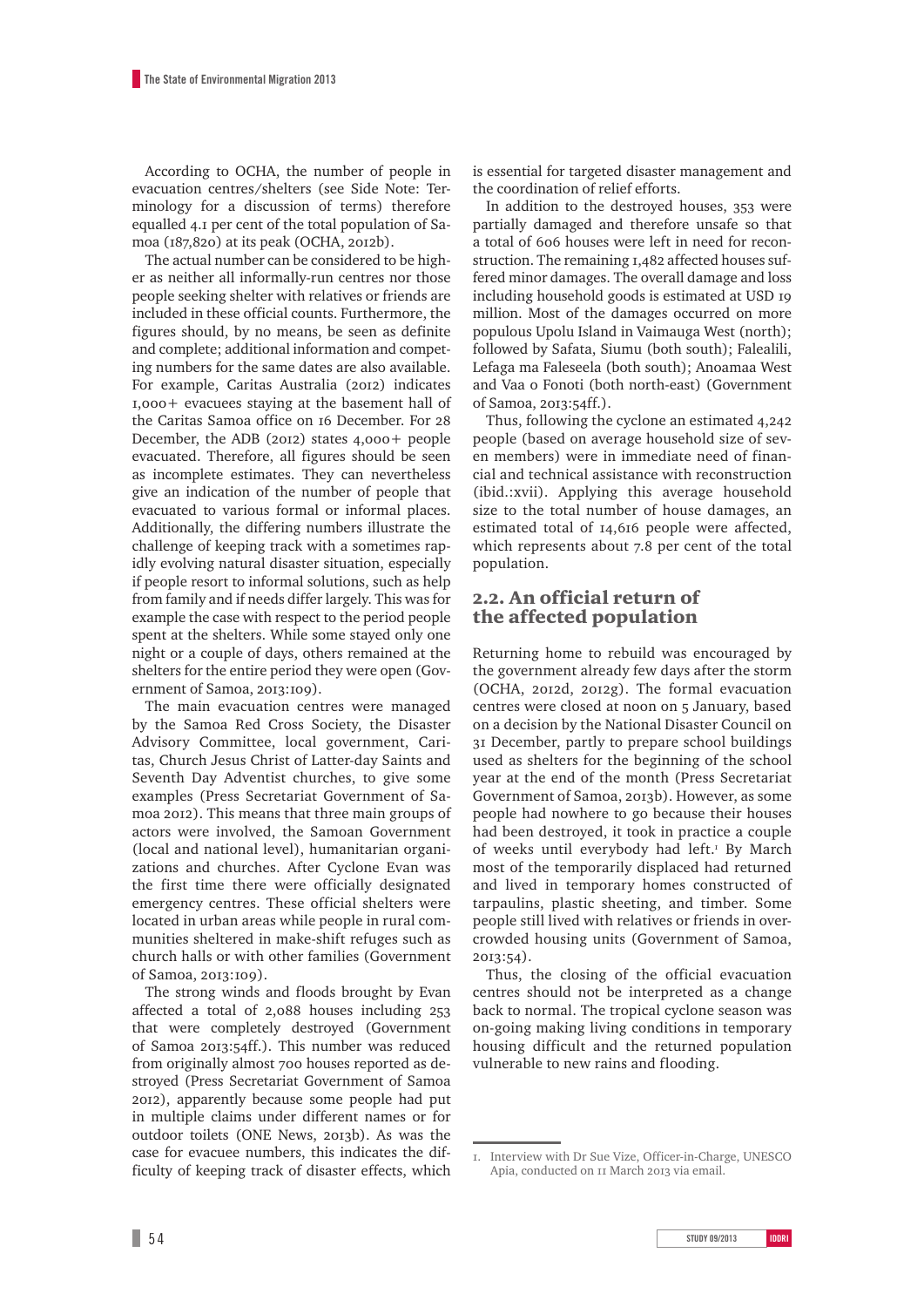According to OCHA, the number of people in evacuation centres/shelters (see Side Note: Terminology for a discussion of terms) therefore equalled 4.1 per cent of the total population of Samoa (187,820) at its peak (OCHA, 2012b).

The actual number can be considered to be higher as neither all informally-run centres nor those people seeking shelter with relatives or friends are included in these official counts. Furthermore, the figures should, by no means, be seen as definite and complete; additional information and competing numbers for the same dates are also available. For example, Caritas Australia (2012) indicates 1,000+ evacuees staying at the basement hall of the Caritas Samoa office on 16 December. For 28 December, the ADB (2012) states 4,000+ people evacuated. Therefore, all figures should be seen as incomplete estimates. They can nevertheless give an indication of the number of people that evacuated to various formal or informal places. Additionally, the differing numbers illustrate the challenge of keeping track with a sometimes rapidly evolving natural disaster situation, especially if people resort to informal solutions, such as help from family and if needs differ largely. This was for example the case with respect to the period people spent at the shelters. While some stayed only one night or a couple of days, others remained at the shelters for the entire period they were open (Government of Samoa, 2013:109).

The main evacuation centres were managed by the Samoa Red Cross Society, the Disaster Advisory Committee, local government, Caritas, Church Jesus Christ of Latter-day Saints and Seventh Day Adventist churches, to give some examples (Press Secretariat Government of Samoa 2012). This means that three main groups of actors were involved, the Samoan Government (local and national level), humanitarian organizations and churches. After Cyclone Evan was the first time there were officially designated emergency centres. These official shelters were located in urban areas while people in rural communities sheltered in make-shift refuges such as church halls or with other families (Government of Samoa, 2013:109).

The strong winds and floods brought by Evan affected a total of 2,088 houses including 253 that were completely destroyed (Government of Samoa 2013:54ff.). This number was reduced from originally almost 700 houses reported as destroyed (Press Secretariat Government of Samoa 2012), apparently because some people had put in multiple claims under different names or for outdoor toilets (ONE News, 2013b). As was the case for evacuee numbers, this indicates the difficulty of keeping track of disaster effects, which is essential for targeted disaster management and the coordination of relief efforts.

In addition to the destroyed houses, 353 were partially damaged and therefore unsafe so that a total of 606 houses were left in need for reconstruction. The remaining 1,482 affected houses suffered minor damages. The overall damage and loss including household goods is estimated at USD 19 million. Most of the damages occurred on more populous Upolu Island in Vaimauga West (north); followed by Safata, Siumu (both south); Falealili, Lefaga ma Faleseela (both south); Anoamaa West and Vaa o Fonoti (both north-east) (Government of Samoa, 2013:54ff.).

Thus, following the cyclone an estimated 4,242 people (based on average household size of seven members) were in immediate need of financial and technical assistance with reconstruction (ibid.:xvii). Applying this average household size to the total number of house damages, an estimated total of 14,616 people were affected, which represents about 7.8 per cent of the total population.

## 2.2. An official return of the affected population

Returning home to rebuild was encouraged by the government already few days after the storm (OCHA, 2012d, 2012g). The formal evacuation centres were closed at noon on 5 January, based on a decision by the National Disaster Council on 31 December, partly to prepare school buildings used as shelters for the beginning of the school year at the end of the month (Press Secretariat Government of Samoa, 2013b). However, as some people had nowhere to go because their houses had been destroyed, it took in practice a couple of weeks until everybody had left.[1] By March most of the temporarily displaced had returned and lived in temporary homes constructed of tarpaulins, plastic sheeting, and timber. Some people still lived with relatives or friends in overcrowded housing units (Government of Samoa, 2013:54).

Thus, the closing of the official evacuation centres should not be interpreted as a change back to normal. The tropical cyclone season was on-going making living conditions in temporary housing difficult and the returned population vulnerable to new rains and flooding.

---

1. Interview with Dr Sue Vize, Officer-in-Charge, UNESCO Apia, conducted on 11 March 2013 via email.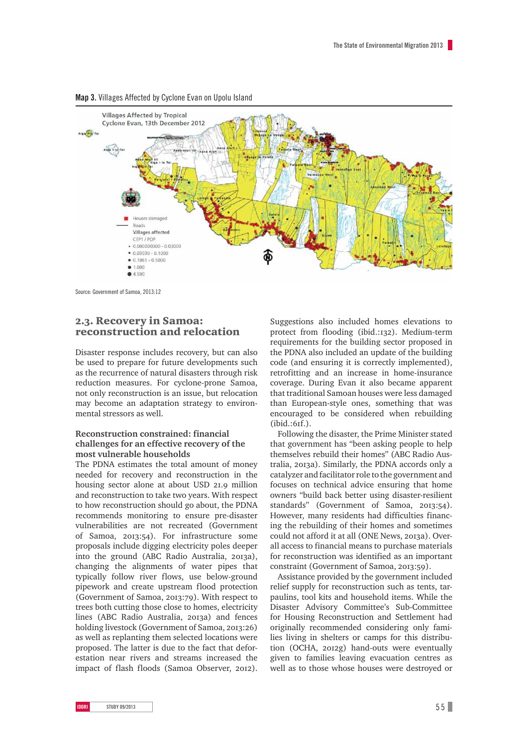**Map 3.** Villages Affected by Cyclone Evan on Upolu Island

Source: Government of Samoa, 2013:12

## 2.3. Recovery in Samoa: reconstruction and relocation

Disaster response includes recovery, but can also be used to prepare for future developments such as the recurrence of natural disasters through risk reduction measures. For cyclone-prone Samoa, not only reconstruction is an issue, but relocation may become an adaptation strategy to environmental stressors as well.

### Reconstruction constrained: financial challenges for an effective recovery of the most vulnerable households

The PDNA estimates the total amount of money needed for recovery and reconstruction in the housing sector alone at about USD 21.9 million and reconstruction to take two years. With respect to how reconstruction should go about, the PDNA recommends monitoring to ensure pre-disaster vulnerabilities are not recreated (Government of Samoa, 2013:54). For infrastructure some proposals include digging electricity poles deeper into the ground (ABC Radio Australia, 2013a), changing the alignments of water pipes that typically follow river flows, use below-ground pipework and create upstream flood protection (Government of Samoa, 2013:79). With respect to trees both cutting those close to homes, electricity lines (ABC Radio Australia, 2013a) and fences holding livestock (Government of Samoa, 2013:26) as well as replanting them selected locations were proposed. The latter is due to the fact that deforestation near rivers and streams increased the impact of flash floods (Samoa Observer, 2012). Suggestions also included homes elevations to protect from flooding (ibid.:132). Medium-term requirements for the building sector proposed in the PDNA also included an update of the building code (and ensuring it is correctly implemented), retrofitting and an increase in home-insurance coverage. During Evan it also became apparent that traditional Samoan houses were less damaged than European-style ones, something that was encouraged to be considered when rebuilding (ibid.:61f.).

Following the disaster, the Prime Minister stated that government has "been asking people to help themselves rebuild their homes" (ABC Radio Australia, 2013a). Similarly, the PDNA accords only a catalyzer and facilitator role to the government and focuses on technical advice ensuring that home owners "build back better using disaster-resilient standards" (Government of Samoa, 2013:54). However, many residents had difficulties financing the rebuilding of their homes and sometimes could not afford it at all (ONE News, 2013a). Overall access to financial means to purchase materials for reconstruction was identified as an important constraint (Government of Samoa, 2013:59).

Assistance provided by the government included relief supply for reconstruction such as tents, tarpaulins, tool kits and household items. While the Disaster Advisory Committee's Sub-Committee for Housing Reconstruction and Settlement had originally recommended considering only families living in shelters or camps for this distribution (OCHA, 2012g) hand-outs were eventually given to families leaving evacuation centres as well as to those whose houses were destroyed or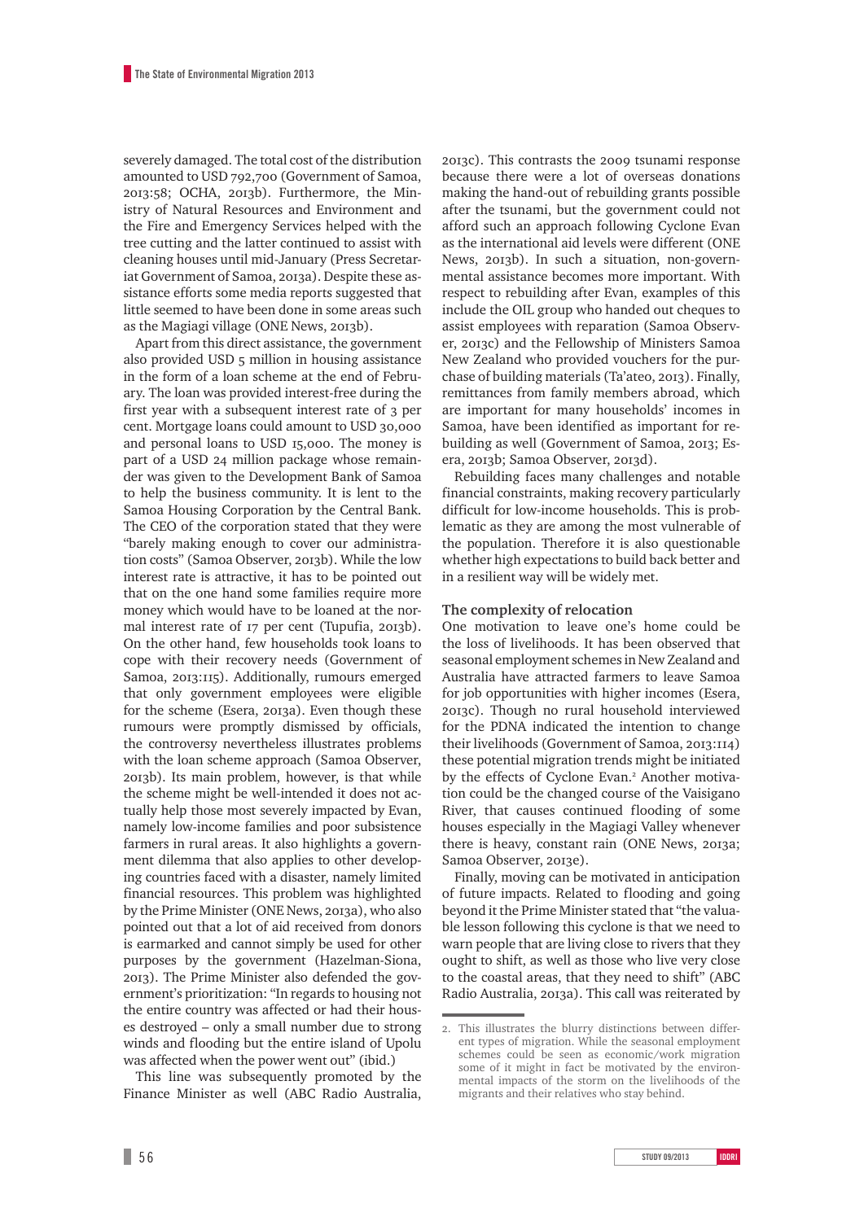severely damaged. The total cost of the distribution amounted to USD 792,700 (Government of Samoa, 2013:58; OCHA, 2013b). Furthermore, the Ministry of Natural Resources and Environment and the Fire and Emergency Services helped with the tree cutting and the latter continued to assist with cleaning houses until mid-January (Press Secretariat Government of Samoa, 2013a). Despite these assistance efforts some media reports suggested that little seemed to have been done in some areas such as the Magiagi village (ONE News, 2013b).

Apart from this direct assistance, the government also provided USD 5 million in housing assistance in the form of a loan scheme at the end of February. The loan was provided interest-free during the first year with a subsequent interest rate of 3 per cent. Mortgage loans could amount to USD 30,000 and personal loans to USD 15,000. The money is part of a USD 24 million package whose remainder was given to the Development Bank of Samoa to help the business community. It is lent to the Samoa Housing Corporation by the Central Bank. The CEO of the corporation stated that they were "barely making enough to cover our administration costs" (Samoa Observer, 2013b). While the low interest rate is attractive, it has to be pointed out that on the one hand some families require more money which would have to be loaned at the normal interest rate of 17 per cent (Tupufia, 2013b). On the other hand, few households took loans to cope with their recovery needs (Government of Samoa, 2013:115). Additionally, rumours emerged that only government employees were eligible for the scheme (Esera, 2013a). Even though these rumours were promptly dismissed by officials, the controversy nevertheless illustrates problems with the loan scheme approach (Samoa Observer, 2013b). Its main problem, however, is that while the scheme might be well-intended it does not actually help those most severely impacted by Evan, namely low-income families and poor subsistence farmers in rural areas. It also highlights a government dilemma that also applies to other developing countries faced with a disaster, namely limited financial resources. This problem was highlighted by the Prime Minister (ONE News, 2013a), who also pointed out that a lot of aid received from donors is earmarked and cannot simply be used for other purposes by the government (Hazelman-Siona, 2013). The Prime Minister also defended the government's prioritization: "In regards to housing not the entire country was affected or had their houses destroyed – only a small number due to strong winds and flooding but the entire island of Upolu was affected when the power went out" (ibid.)

This line was subsequently promoted by the Finance Minister as well (ABC Radio Australia, 2013c). This contrasts the 2009 tsunami response because there were a lot of overseas donations making the hand-out of rebuilding grants possible after the tsunami, but the government could not afford such an approach following Cyclone Evan as the international aid levels were different (ONE News, 2013b). In such a situation, non-governmental assistance becomes more important. With respect to rebuilding after Evan, examples of this include the OIL group who handed out cheques to assist employees with reparation (Samoa Observer, 2013c) and the Fellowship of Ministers Samoa New Zealand who provided vouchers for the purchase of building materials (Ta'ateo, 2013). Finally, remittances from family members abroad, which are important for many households' incomes in Samoa, have been identified as important for rebuilding as well (Government of Samoa, 2013; Esera, 2013b; Samoa Observer, 2013d).

Rebuilding faces many challenges and notable financial constraints, making recovery particularly difficult for low-income households. This is problematic as they are among the most vulnerable of the population. Therefore it is also questionable whether high expectations to build back better and in a resilient way will be widely met.

### The complexity of relocation

One motivation to leave one's home could be the loss of livelihoods. It has been observed that seasonal employment schemes in New Zealand and Australia have attracted farmers to leave Samoa for job opportunities with higher incomes (Esera, 2013c). Though no rural household interviewed for the PDNA indicated the intention to change their livelihoods (Government of Samoa, 2013:114) these potential migration trends might be initiated by the effects of Cyclone Evan.[2] Another motivation could be the changed course of the Vaisigano River, that causes continued flooding of some houses especially in the Magiagi Valley whenever there is heavy, constant rain (ONE News, 2013a; Samoa Observer, 2013e).

Finally, moving can be motivated in anticipation of future impacts. Related to flooding and going beyond it the Prime Minister stated that "the valuable lesson following this cyclone is that we need to warn people that are living close to rivers that they ought to shift, as well as those who live very close to the coastal areas, that they need to shift" (ABC Radio Australia, 2013a). This call was reiterated by

2. This illustrates the blurry distinctions between different types of migration. While the seasonal employment schemes could be seen as economic/work migration some of it might in fact be motivated by the environmental impacts of the storm on the livelihoods of the migrants and their relatives who stay behind.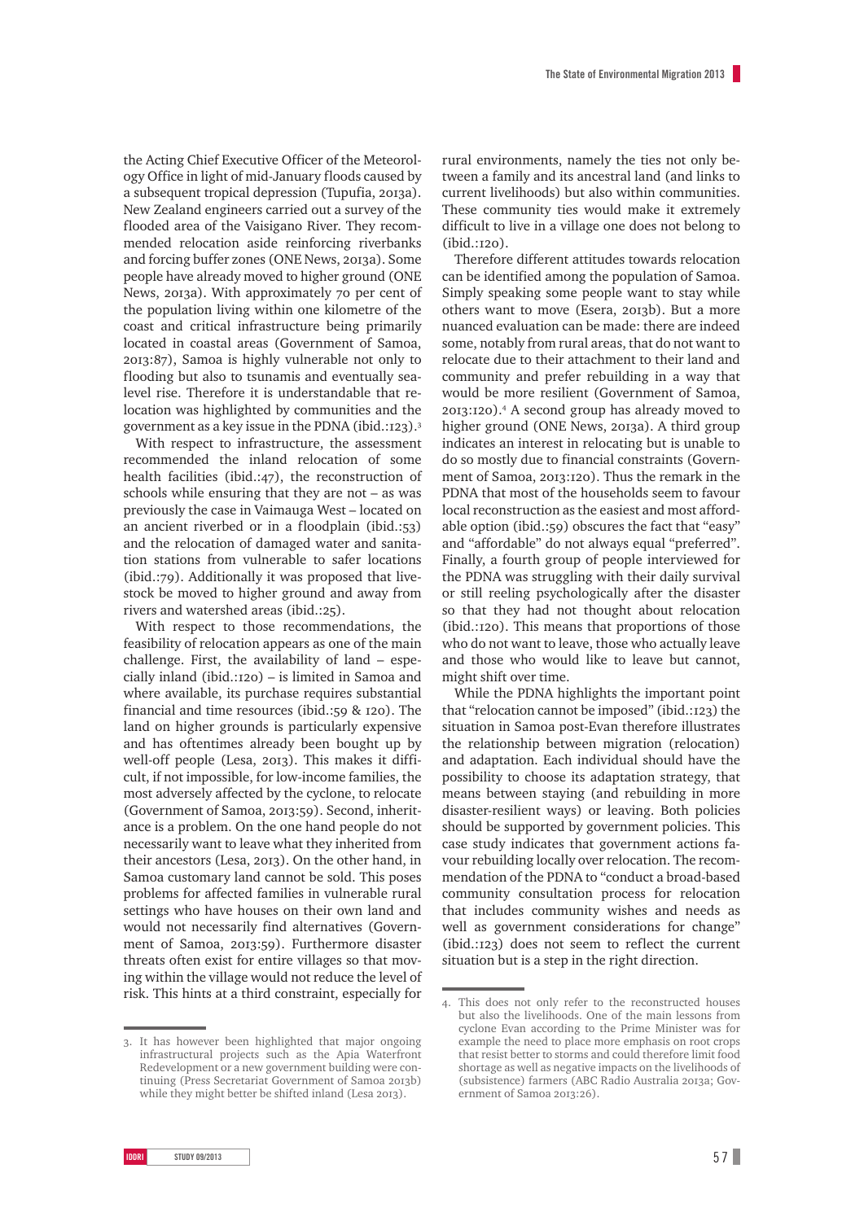the Acting Chief Executive Officer of the Meteorology Office in light of mid-January floods caused by a subsequent tropical depression (Tupufia, 2013a). New Zealand engineers carried out a survey of the flooded area of the Vaisigano River. They recommended relocation aside reinforcing riverbanks and forcing buffer zones (ONE News, 2013a). Some people have already moved to higher ground (ONE News, 2013a). With approximately 70 per cent of the population living within one kilometre of the coast and critical infrastructure being primarily located in coastal areas (Government of Samoa, 2013:87), Samoa is highly vulnerable not only to flooding but also to tsunamis and eventually sea-level rise. Therefore it is understandable that relocation was highlighted by communities and the government as a key issue in the PDNA (ibid.:123).[3]

With respect to infrastructure, the assessment recommended the inland relocation of some health facilities (ibid.:47), the reconstruction of schools while ensuring that they are not – as was previously the case in Vaimauga West – located on an ancient riverbed or in a floodplain (ibid.:53) and the relocation of damaged water and sanitation stations from vulnerable to safer locations (ibid.:79). Additionally it was proposed that livestock be moved to higher ground and away from rivers and watershed areas (ibid.:25).

With respect to those recommendations, the feasibility of relocation appears as one of the main challenge. First, the availability of land – especially inland (ibid.:120) – is limited in Samoa and where available, its purchase requires substantial financial and time resources (ibid.:59 & 120). The land on higher grounds is particularly expensive and has oftentimes already been bought up by well-off people (Lesa, 2013). This makes it difficult, if not impossible, for low-income families, the most adversely affected by the cyclone, to relocate (Government of Samoa, 2013:59). Second, inheritance is a problem. On the one hand people do not necessarily want to leave what they inherited from their ancestors (Lesa, 2013). On the other hand, in Samoa customary land cannot be sold. This poses problems for affected families in vulnerable rural settings who have houses on their own land and would not necessarily find alternatives (Government of Samoa, 2013:59). Furthermore disaster threats often exist for entire villages so that moving within the village would not reduce the level of risk. This hints at a third constraint, especially for rural environments, namely the ties not only between a family and its ancestral land (and links to current livelihoods) but also within communities. These community ties would make it extremely difficult to live in a village one does not belong to (ibid.:120).

Therefore different attitudes towards relocation can be identified among the population of Samoa. Simply speaking some people want to stay while others want to move (Esera, 2013b). But a more nuanced evaluation can be made: there are indeed some, notably from rural areas, that do not want to relocate due to their attachment to their land and community and prefer rebuilding in a way that would be more resilient (Government of Samoa, 2013:120).[4] A second group has already moved to higher ground (ONE News, 2013a). A third group indicates an interest in relocating but is unable to do so mostly due to financial constraints (Government of Samoa, 2013:120). Thus the remark in the PDNA that most of the households seem to favour local reconstruction as the easiest and most affordable option (ibid.:59) obscures the fact that "easy" and "affordable" do not always equal "preferred". Finally, a fourth group of people interviewed for the PDNA was struggling with their daily survival or still reeling psychologically after the disaster so that they had not thought about relocation (ibid.:120). This means that proportions of those who do not want to leave, those who actually leave and those who would like to leave but cannot, might shift over time.

While the PDNA highlights the important point that "relocation cannot be imposed" (ibid.:123) the situation in Samoa post-Evan therefore illustrates the relationship between migration (relocation) and adaptation. Each individual should have the possibility to choose its adaptation strategy, that means between staying (and rebuilding in more disaster-resilient ways) or leaving. Both policies should be supported by government policies. This case study indicates that government actions favour rebuilding locally over relocation. The recommendation of the PDNA to "conduct a broad-based community consultation process for relocation that includes community wishes and needs as well as government considerations for change" (ibid.:123) does not seem to reflect the current situation but is a step in the right direction.

---

3. It has however been highlighted that major ongoing infrastructural projects such as the Apia Waterfront Redevelopment or a new government building were continuing (Press Secretariat Government of Samoa 2013b) while they might better be shifted inland (Lesa 2013).

4. This does not only refer to the reconstructed houses but also the livelihoods. One of the main lessons from cyclone Evan according to the Prime Minister was for example the need to place more emphasis on root crops that resist better to storms and could therefore limit food shortage as well as negative impacts on the livelihoods of (subsistence) farmers (ABC Radio Australia 2013a; Government of Samoa 2013:26).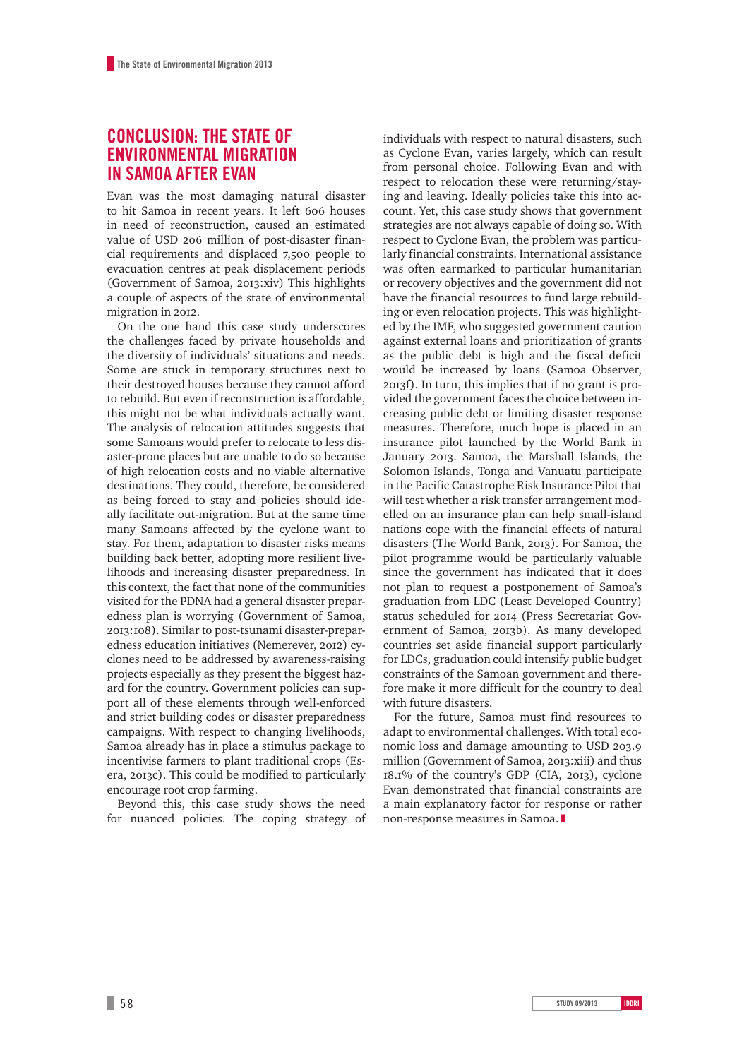## CONCLUSION: THE STATE OF ENVIRONMENTAL MIGRATION IN SAMOA AFTER EVAN

Evan was the most damaging natural disaster to hit Samoa in recent years. It left 606 houses in need of reconstruction, caused an estimated value of USD 206 million of post-disaster financial requirements and displaced 7,500 people to evacuation centres at peak displacement periods (Government of Samoa, 2013:xiv) This highlights a couple of aspects of the state of environmental migration in 2012.

On the one hand this case study underscores the challenges faced by private households and the diversity of individuals' situations and needs. Some are stuck in temporary structures next to their destroyed houses because they cannot afford to rebuild. But even if reconstruction is affordable, this might not be what individuals actually want. The analysis of relocation attitudes suggests that some Samoans would prefer to relocate to less disaster-prone places but are unable to do so because of high relocation costs and no viable alternative destinations. They could, therefore, be considered as being forced to stay and policies should ideally facilitate out-migration. But at the same time many Samoans affected by the cyclone want to stay. For them, adaptation to disaster risks means building back better, adopting more resilient livelihoods and increasing disaster preparedness. In this context, the fact that none of the communities visited for the PDNA had a general disaster preparedness plan is worrying (Government of Samoa, 2013:108). Similar to post-tsunami disaster-preparedness education initiatives (Nemerever, 2012) cyclones need to be addressed by awareness-raising projects especially as they present the biggest hazard for the country. Government policies can support all of these elements through well-enforced and strict building codes or disaster preparedness campaigns. With respect to changing livelihoods, Samoa already has in place a stimulus package to incentivise farmers to plant traditional crops (Esera, 2013c). This could be modified to particularly encourage root crop farming.

Beyond this, this case study shows the need for nuanced policies. The coping strategy of individuals with respect to natural disasters, such as Cyclone Evan, varies largely, which can result from personal choice. Following Evan and with respect to relocation these were returning/staying and leaving. Ideally policies take this into account. Yet, this case study shows that government strategies are not always capable of doing so. With respect to Cyclone Evan, the problem was particularly financial constraints. International assistance was often earmarked to particular humanitarian or recovery objectives and the government did not have the financial resources to fund large rebuilding or even relocation projects. This was highlighted by the IMF, who suggested government caution against external loans and prioritization of grants as the public debt is high and the fiscal deficit would be increased by loans (Samoa Observer, 2013f). In turn, this implies that if no grant is provided the government faces the choice between increasing public debt or limiting disaster response measures. Therefore, much hope is placed in an insurance pilot launched by the World Bank in January 2013. Samoa, the Marshall Islands, the Solomon Islands, Tonga and Vanuatu participate in the Pacific Catastrophe Risk Insurance Pilot that will test whether a risk transfer arrangement modelled on an insurance plan can help small-island nations cope with the financial effects of natural disasters (The World Bank, 2013). For Samoa, the pilot programme would be particularly valuable since the government has indicated that it does not plan to request a postponement of Samoa's graduation from LDC (Least Developed Country) status scheduled for 2014 (Press Secretariat Government of Samoa, 2013b). As many developed countries set aside financial support particularly for LDCs, graduation could intensify public budget constraints of the Samoan government and therefore make it more difficult for the country to deal with future disasters.

For the future, Samoa must find resources to adapt to environmental challenges. With total economic loss and damage amounting to USD 203.9 million (Government of Samoa, 2013:xiii) and thus 18.1% of the country's GDP (CIA, 2013), cyclone Evan demonstrated that financial constraints are a main explanatory factor for response or rather non-response measures in Samoa.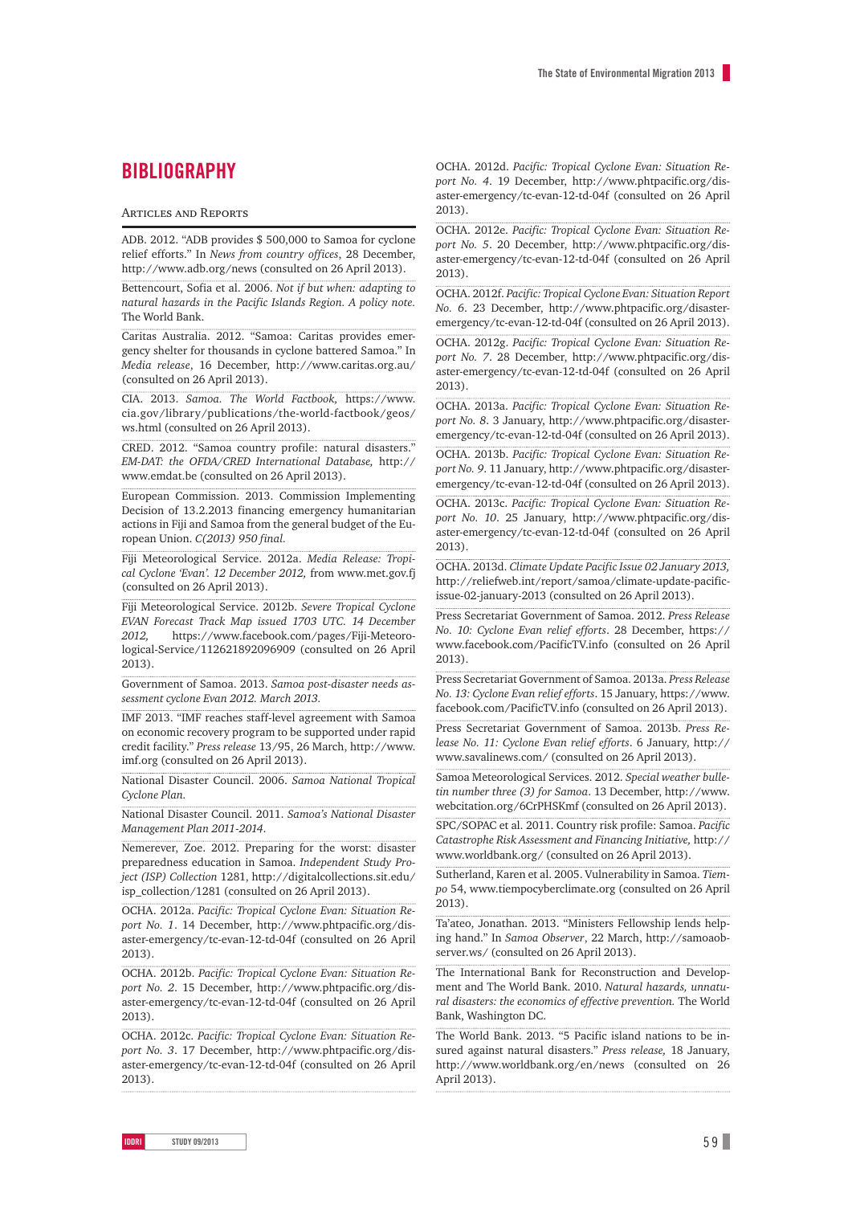# BIBLIOGRAPHY

## Articles and Reports

ADB. 2012. "ADB provides $ 500,000 to Samoa for cyclone relief efforts." In *News from country offices*, 28 December, http://www.adb.org/news (consulted on 26 April 2013).

Bettencourt, Sofia et al. 2006. *Not if but when: adapting to natural hazards in the Pacific Islands Region. A policy note.* The World Bank.

Caritas Australia. 2012. "Samoa: Caritas provides emergency shelter for thousands in cyclone battered Samoa." In *Media release*, 16 December, http://www.caritas.org.au/ (consulted on 26 April 2013).

CIA. 2013. *Samoa. The World Factbook,* https://www.cia.gov/library/publications/the-world-factbook/geos/ws.html (consulted on 26 April 2013).

CRED. 2012. "Samoa country profile: natural disasters." *EM-DAT: the OFDA/CRED International Database,* http://www.emdat.be (consulted on 26 April 2013).

European Commission. 2013. Commission Implementing Decision of 13.2.2013 financing emergency humanitarian actions in Fiji and Samoa from the general budget of the European Union. *C(2013) 950 final.*

Fiji Meteorological Service. 2012a. *Media Release: Tropical Cyclone 'Evan'. 12 December 2012,* from www.met.gov.fj (consulted on 26 April 2013).

Fiji Meteorological Service. 2012b. *Severe Tropical Cyclone EVAN Forecast Track Map issued 1703 UTC. 14 December 2012,* https://www.facebook.com/pages/Fiji-Meteorological-Service/112621892096909 (consulted on 26 April 2013).

Government of Samoa. 2013. *Samoa post-disaster needs assessment cyclone Evan 2012. March 2013.*

IMF 2013. "IMF reaches staff-level agreement with Samoa on economic recovery program to be supported under rapid credit facility." *Press release* 13/95, 26 March, http://www.imf.org (consulted on 26 April 2013).

National Disaster Council. 2006. *Samoa National Tropical Cyclone Plan.*

National Disaster Council. 2011. *Samoa's National Disaster Management Plan 2011-2014*.

Nemerever, Zoe. 2012. Preparing for the worst: disaster preparedness education in Samoa. *Independent Study Project (ISP) Collection* 1281, http://digitalcollections.sit.edu/isp_collection/1281 (consulted on 26 April 2013).

OCHA. 2012a. *Pacific: Tropical Cyclone Evan: Situation Report No. 1*. 14 December, http://www.phtpacific.org/disaster-emergency/tc-evan-12-td-04f (consulted on 26 April 2013).

OCHA. 2012b. *Pacific: Tropical Cyclone Evan: Situation Report No. 2*. 15 December, http://www.phtpacific.org/disaster-emergency/tc-evan-12-td-04f (consulted on 26 April 2013).

OCHA. 2012c. *Pacific: Tropical Cyclone Evan: Situation Report No. 3*. 17 December, http://www.phtpacific.org/disaster-emergency/tc-evan-12-td-04f (consulted on 26 April 2013).

OCHA. 2012d. *Pacific: Tropical Cyclone Evan: Situation Report No. 4*. 19 December, http://www.phtpacific.org/disaster-emergency/tc-evan-12-td-04f (consulted on 26 April 2013).

OCHA. 2012e. *Pacific: Tropical Cyclone Evan: Situation Report No. 5*. 20 December, http://www.phtpacific.org/disaster-emergency/tc-evan-12-td-04f (consulted on 26 April 2013).

OCHA. 2012f. *Pacific: Tropical Cyclone Evan: Situation Report No. 6*. 23 December, http://www.phtpacific.org/disaster-emergency/tc-evan-12-td-04f (consulted on 26 April 2013).

OCHA. 2012g. *Pacific: Tropical Cyclone Evan: Situation Report No. 7*. 28 December, http://www.phtpacific.org/disaster-emergency/tc-evan-12-td-04f (consulted on 26 April 2013).

OCHA. 2013a. *Pacific: Tropical Cyclone Evan: Situation Report No. 8*. 3 January, http://www.phtpacific.org/disaster-emergency/tc-evan-12-td-04f (consulted on 26 April 2013).

OCHA. 2013b. *Pacific: Tropical Cyclone Evan: Situation Report No. 9*. 11 January, http://www.phtpacific.org/disaster-emergency/tc-evan-12-td-04f (consulted on 26 April 2013).

OCHA. 2013c. *Pacific: Tropical Cyclone Evan: Situation Report No. 10*. 25 January, http://www.phtpacific.org/disaster-emergency/tc-evan-12-td-04f (consulted on 26 April 2013).

OCHA. 2013d. *Climate Update Pacific Issue 02 January 2013,* http://reliefweb.int/report/samoa/climate-update-pacific-issue-02-january-2013 (consulted on 26 April 2013).

Press Secretariat Government of Samoa. 2012. *Press Release No. 10: Cyclone Evan relief efforts*. 28 December, https://www.facebook.com/PacificTV.info (consulted on 26 April 2013).

Press Secretariat Government of Samoa. 2013a. *Press Release No. 13: Cyclone Evan relief efforts*. 15 January, https://www.facebook.com/PacificTV.info (consulted on 26 April 2013).

Press Secretariat Government of Samoa. 2013b. *Press Release No. 11: Cyclone Evan relief efforts*. 6 January, http://www.savalinews.com/ (consulted on 26 April 2013).

Samoa Meteorological Services. 2012. *Special weather bulletin number three (3) for Samoa*. 13 December, http://www.webcitation.org/6CrPHSKmf (consulted on 26 April 2013).

SPC/SOPAC et al. 2011. Country risk profile: Samoa. *Pacific Catastrophe Risk Assessment and Financing Initiative,* http://www.worldbank.org/ (consulted on 26 April 2013).

Sutherland, Karen et al. 2005. Vulnerability in Samoa. *Tiempo* 54, www.tiempocyberclimate.org (consulted on 26 April 2013).

Ta'ateo, Jonathan. 2013. "Ministers Fellowship lends helping hand." In *Samoa Observer*, 22 March, http://samoaobserver.ws/ (consulted on 26 April 2013).

The International Bank for Reconstruction and Development and The World Bank. 2010. *Natural hazards, unnatural disasters: the economics of effective prevention.* The World Bank, Washington DC.

The World Bank. 2013. "5 Pacific island nations to be insured against natural disasters." *Press release,* 18 January, http://www.worldbank.org/en/news (consulted on 26 April 2013).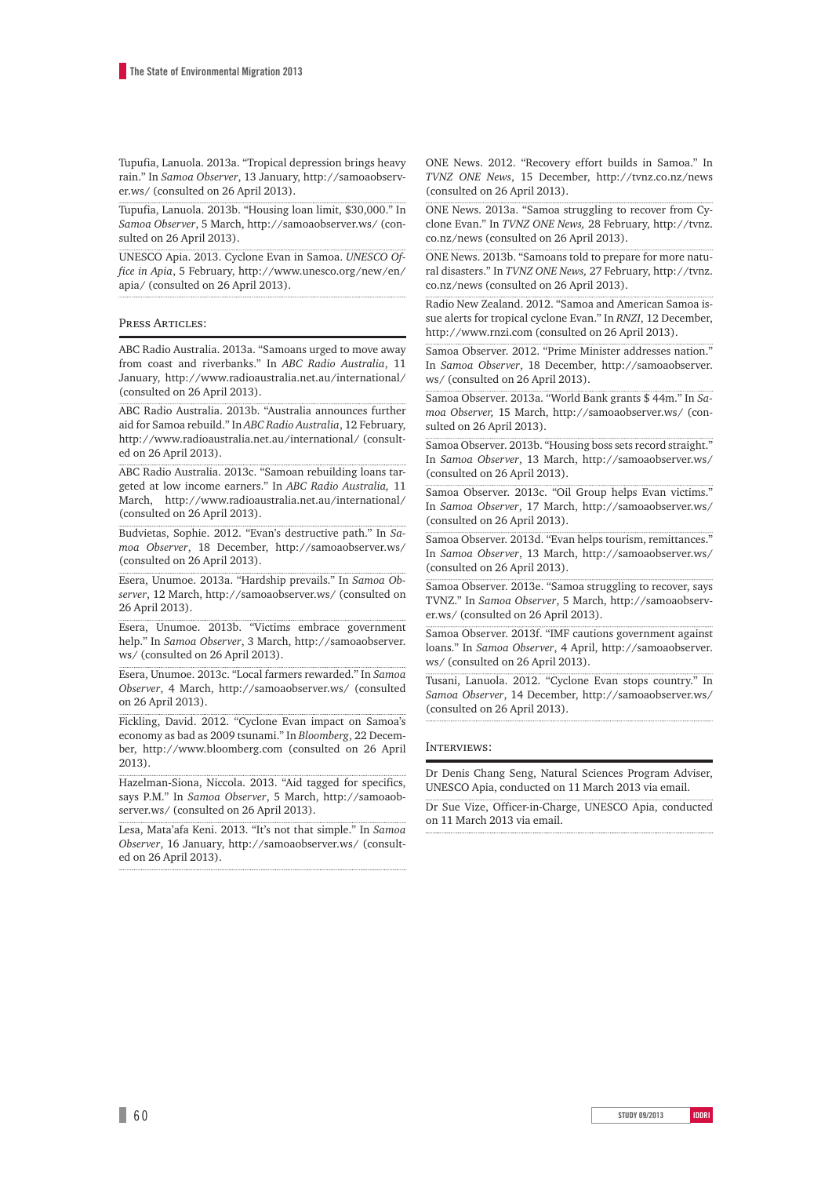Tupufia, Lanuola. 2013a. "Tropical depression brings heavy rain." In *Samoa Observer*, 13 January, http://samoaobserver.ws/ (consulted on 26 April 2013).

Tupufia, Lanuola. 2013b. "Housing loan limit, $30,000." In *Samoa Observer*, 5 March, http://samoaobserver.ws/ (consulted on 26 April 2013).

UNESCO Apia. 2013. Cyclone Evan in Samoa. *UNESCO Office in Apia*, 5 February, http://www.unesco.org/new/en/apia/ (consulted on 26 April 2013).

## Press Articles:

ABC Radio Australia. 2013a. "Samoans urged to move away from coast and riverbanks." In *ABC Radio Australia*, 11 January, http://www.radioaustralia.net.au/international/ (consulted on 26 April 2013).

ABC Radio Australia. 2013b. "Australia announces further aid for Samoa rebuild." In *ABC Radio Australia*, 12 February, http://www.radioaustralia.net.au/international/ (consulted on 26 April 2013).

ABC Radio Australia. 2013c. "Samoan rebuilding loans targeted at low income earners." In *ABC Radio Australia,* 11 March, http://www.radioaustralia.net.au/international/ (consulted on 26 April 2013).

Budvietas, Sophie. 2012. "Evan's destructive path." In *Samoa Observer*, 18 December, http://samoaobserver.ws/ (consulted on 26 April 2013).

Esera, Unumoe. 2013a. "Hardship prevails." In *Samoa Observer*, 12 March, http://samoaobserver.ws/ (consulted on 26 April 2013).

Esera, Unumoe. 2013b. "Victims embrace government help." In *Samoa Observer*, 3 March, http://samoaobserver.ws/ (consulted on 26 April 2013).

Esera, Unumoe. 2013c. "Local farmers rewarded." In *Samoa Observer*, 4 March, http://samoaobserver.ws/ (consulted on 26 April 2013).

Fickling, David. 2012. "Cyclone Evan impact on Samoa's economy as bad as 2009 tsunami." In *Bloomberg*, 22 December, http://www.bloomberg.com (consulted on 26 April 2013).

Hazelman-Siona, Niccola. 2013. "Aid tagged for specifics, says P.M." In *Samoa Observer*, 5 March, http://samoaobserver.ws/ (consulted on 26 April 2013).

Lesa, Mata'afa Keni. 2013. "It's not that simple." In *Samoa Observer*, 16 January, http://samoaobserver.ws/ (consulted on 26 April 2013).

ONE News. 2012. "Recovery effort builds in Samoa." In *TVNZ ONE News*, 15 December, http://tvnz.co.nz/news (consulted on 26 April 2013).

ONE News. 2013a. "Samoa struggling to recover from Cyclone Evan." In *TVNZ ONE News,* 28 February, http://tvnz.co.nz/news (consulted on 26 April 2013).

ONE News. 2013b. "Samoans told to prepare for more natural disasters." In *TVNZ ONE News,* 27 February, http://tvnz.co.nz/news (consulted on 26 April 2013).

Radio New Zealand. 2012. "Samoa and American Samoa issue alerts for tropical cyclone Evan." In *RNZI*, 12 December, http://www.rnzi.com (consulted on 26 April 2013).

Samoa Observer. 2012. "Prime Minister addresses nation." In *Samoa Observer*, 18 December, http://samoaobserver.ws/ (consulted on 26 April 2013).

Samoa Observer. 2013a. "World Bank grants $ 44m." In *Samoa Observer,* 15 March, http://samoaobserver.ws/ (consulted on 26 April 2013).

Samoa Observer. 2013b. "Housing boss sets record straight." In *Samoa Observer*, 13 March, http://samoaobserver.ws/ (consulted on 26 April 2013).

Samoa Observer. 2013c. "Oil Group helps Evan victims." In *Samoa Observer*, 17 March, http://samoaobserver.ws/ (consulted on 26 April 2013).

Samoa Observer. 2013d. "Evan helps tourism, remittances." In *Samoa Observer*, 13 March, http://samoaobserver.ws/ (consulted on 26 April 2013).

Samoa Observer. 2013e. "Samoa struggling to recover, says TVNZ." In *Samoa Observer*, 5 March, http://samoaobserver.ws/ (consulted on 26 April 2013).

Samoa Observer. 2013f. "IMF cautions government against loans." In *Samoa Observer*, 4 April, http://samoaobserver.ws/ (consulted on 26 April 2013).

Tusani, Lanuola. 2012. "Cyclone Evan stops country." In *Samoa Observer*, 14 December, http://samoaobserver.ws/ (consulted on 26 April 2013).

## Interviews:

Dr Denis Chang Seng, Natural Sciences Program Adviser, UNESCO Apia, conducted on 11 March 2013 via email.

Dr Sue Vize, Officer-in-Charge, UNESCO Apia, conducted on 11 March 2013 via email.